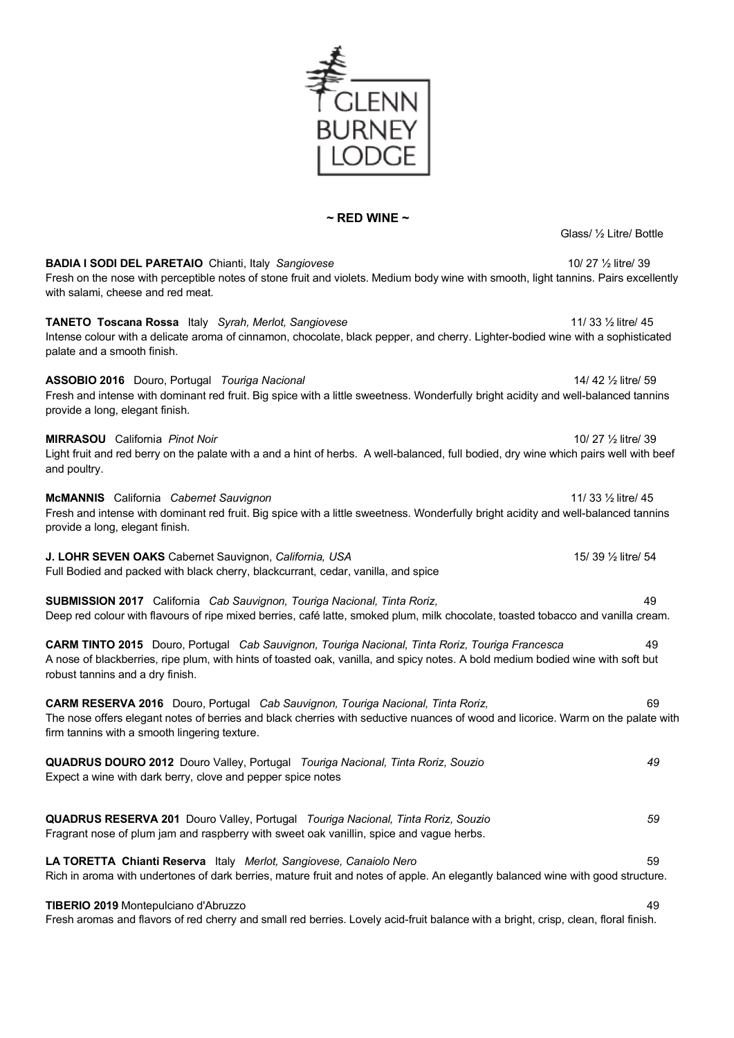GLENN BURNEY LODGE

## ~ RED WINE ~

Glass/ ½ Litre/ Bottle

**BADIA I SODI DEL PARETAIO** Chianti, Italy *Sangiovese* 10/ 27 ½ litre/ 39
Fresh on the nose with perceptible notes of stone fruit and violets. Medium body wine with smooth, light tannins. Pairs excellently with salami, cheese and red meat.

**TANETO Toscana Rossa** Italy *Syrah, Merlot, Sangiovese* 11/ 33 ½ litre/ 45
Intense colour with a delicate aroma of cinnamon, chocolate, black pepper, and cherry. Lighter-bodied wine with a sophisticated palate and a smooth finish.

**ASSOBIO 2016** Douro, Portugal *Touriga Nacional* 14/ 42 ½ litre/ 59
Fresh and intense with dominant red fruit. Big spice with a little sweetness. Wonderfully bright acidity and well-balanced tannins provide a long, elegant finish.

**MIRRASOU** California *Pinot Noir* 10/ 27 ½ litre/ 39
Light fruit and red berry on the palate with a and a hint of herbs. A well-balanced, full bodied, dry wine which pairs well with beef and poultry.

**McMANNIS** California *Cabernet Sauvignon* 11/ 33 ½ litre/ 45
Fresh and intense with dominant red fruit. Big spice with a little sweetness. Wonderfully bright acidity and well-balanced tannins provide a long, elegant finish.

**J. LOHR SEVEN OAKS** Cabernet Sauvignon, *California, USA* 15/ 39 ½ litre/ 54
Full Bodied and packed with black cherry, blackcurrant, cedar, vanilla, and spice

**SUBMISSION 2017** California *Cab Sauvignon, Touriga Nacional, Tinta Roriz,* 49
Deep red colour with flavours of ripe mixed berries, café latte, smoked plum, milk chocolate, toasted tobacco and vanilla cream.

**CARM TINTO 2015** Douro, Portugal *Cab Sauvignon, Touriga Nacional, Tinta Roriz, Touriga Francesca* 49
A nose of blackberries, ripe plum, with hints of toasted oak, vanilla, and spicy notes. A bold medium bodied wine with soft but robust tannins and a dry finish.

**CARM RESERVA 2016** Douro, Portugal *Cab Sauvignon, Touriga Nacional, Tinta Roriz,* 69
The nose offers elegant notes of berries and black cherries with seductive nuances of wood and licorice. Warm on the palate with firm tannins with a smooth lingering texture.

**QUADRUS DOURO 2012** Douro Valley, Portugal *Touriga Nacional, Tinta Roriz, Souzio* *49*
Expect a wine with dark berry, clove and pepper spice notes

**QUADRUS RESERVA 201** Douro Valley, Portugal *Touriga Nacional, Tinta Roriz, Souzio* *59*
Fragrant nose of plum jam and raspberry with sweet oak vanillin, spice and vague herbs.

**LA TORETTA Chianti Reserva** Italy *Merlot, Sangiovese, Canaiolo Nero* 59
Rich in aroma with undertones of dark berries, mature fruit and notes of apple. An elegantly balanced wine with good structure.

**TIBERIO 2019** Montepulciano d'Abruzzo 49
Fresh aromas and flavors of red cherry and small red berries. Lovely acid-fruit balance with a bright, crisp, clean, floral finish.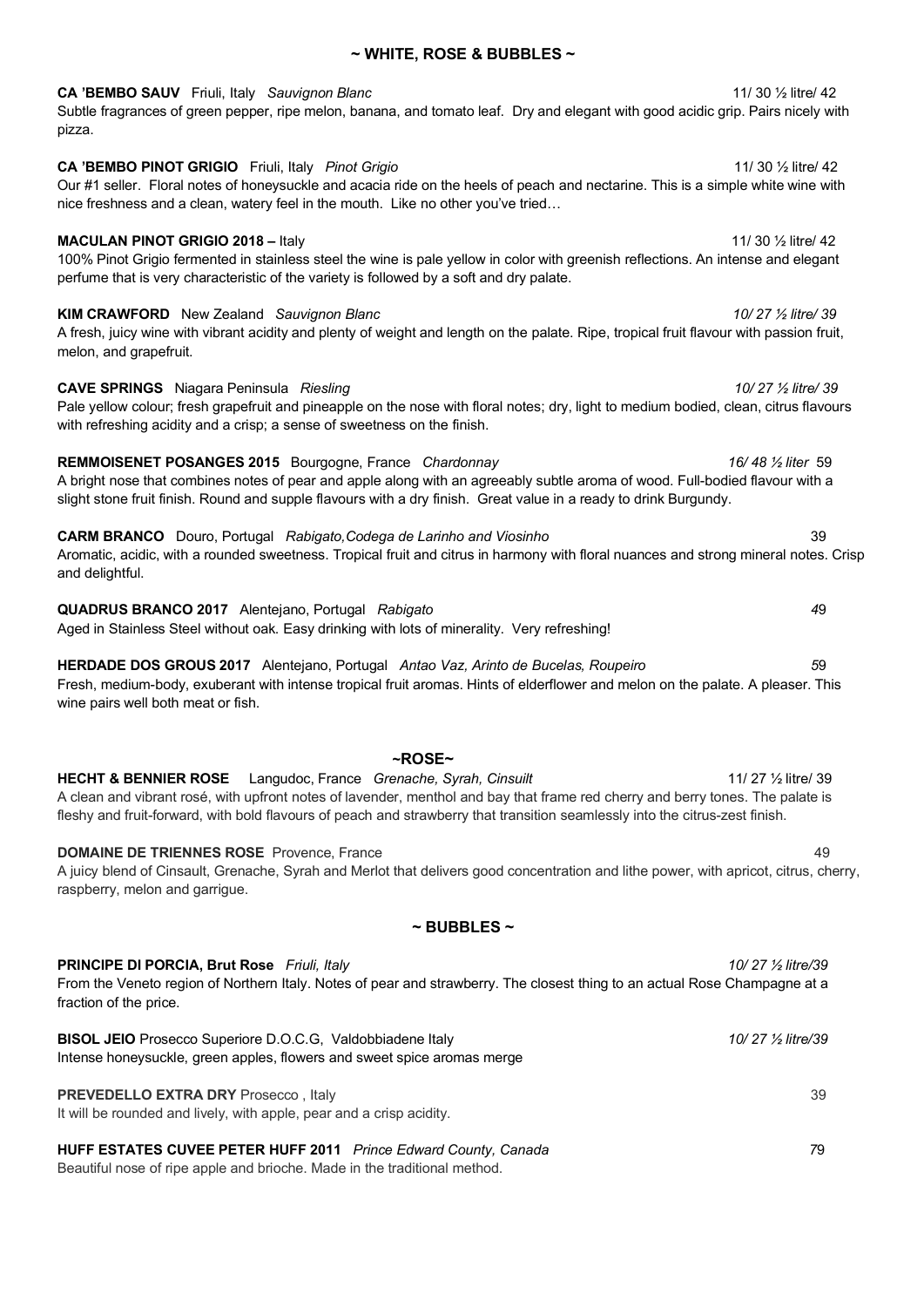## ~ WHITE, ROSE & BUBBLES ~

**CA 'BEMBO SAUV** Friuli, Italy *Sauvignon Blanc* 11/ 30 ½ litre/ 42
Subtle fragrances of green pepper, ripe melon, banana, and tomato leaf. Dry and elegant with good acidic grip. Pairs nicely with pizza.

**CA 'BEMBO PINOT GRIGIO** Friuli, Italy *Pinot Grigio* 11/ 30 ½ litre/ 42
Our #1 seller. Floral notes of honeysuckle and acacia ride on the heels of peach and nectarine. This is a simple white wine with nice freshness and a clean, watery feel in the mouth. Like no other you've tried…

**MACULAN PINOT GRIGIO 2018 –** Italy 11/ 30 ½ litre/ 42
100% Pinot Grigio fermented in stainless steel the wine is pale yellow in color with greenish reflections. An intense and elegant perfume that is very characteristic of the variety is followed by a soft and dry palate.

**KIM CRAWFORD** New Zealand *Sauvignon Blanc* *10/ 27 ½ litre/ 39*
A fresh, juicy wine with vibrant acidity and plenty of weight and length on the palate. Ripe, tropical fruit flavour with passion fruit, melon, and grapefruit.

**CAVE SPRINGS** Niagara Peninsula *Riesling* *10/ 27 ½ litre/ 39*
Pale yellow colour; fresh grapefruit and pineapple on the nose with floral notes; dry, light to medium bodied, clean, citrus flavours with refreshing acidity and a crisp; a sense of sweetness on the finish.

**REMMOISENET POSANGES 2015** Bourgogne, France *Chardonnay* *16/ 48 ½ liter* 59
A bright nose that combines notes of pear and apple along with an agreeably subtle aroma of wood. Full-bodied flavour with a slight stone fruit finish. Round and supple flavours with a dry finish. Great value in a ready to drink Burgundy.

**CARM BRANCO** Douro, Portugal *Rabigato,Codega de Larinho and Viosinho* 39
Aromatic, acidic, with a rounded sweetness. Tropical fruit and citrus in harmony with floral nuances and strong mineral notes. Crisp and delightful.

**QUADRUS BRANCO 2017** Alentejano, Portugal *Rabigato* *4*9
Aged in Stainless Steel without oak. Easy drinking with lots of minerality. Very refreshing!

**HERDADE DOS GROUS 2017** Alentejano, Portugal *Antao Vaz, Arinto de Bucelas, Roupeiro* *5*9
Fresh, medium-body, exuberant with intense tropical fruit aromas. Hints of elderflower and melon on the palate. A pleaser. This wine pairs well both meat or fish.

## ~ROSE~

**HECHT & BENNIER ROSE** Langudoc, France *Grenache, Syrah, Cinsuilt* 11/ 27 ½ litre/ 39
A clean and vibrant rosé, with upfront notes of lavender, menthol and bay that frame red cherry and berry tones. The palate is fleshy and fruit-forward, with bold flavours of peach and strawberry that transition seamlessly into the citrus-zest finish.

**DOMAINE DE TRIENNES ROSE** Provence, France 49
A juicy blend of Cinsault, Grenache, Syrah and Merlot that delivers good concentration and lithe power, with apricot, citrus, cherry, raspberry, melon and garrigue.

## ~ BUBBLES ~

**PRINCIPE DI PORCIA, Brut Rose** *Friuli, Italy* *10/ 27 ½ litre/39*
From the Veneto region of Northern Italy. Notes of pear and strawberry. The closest thing to an actual Rose Champagne at a fraction of the price.

**BISOL JEIO** Prosecco Superiore D.O.C.G, Valdobbiadene Italy *10/ 27 ½ litre/39*
Intense honeysuckle, green apples, flowers and sweet spice aromas merge

**PREVEDELLO EXTRA DRY** Prosecco , Italy 39
It will be rounded and lively, with apple, pear and a crisp acidity.

**HUFF ESTATES CUVEE PETER HUFF 2011** *Prince Edward County, Canada* *7*9
Beautiful nose of ripe apple and brioche. Made in the traditional method.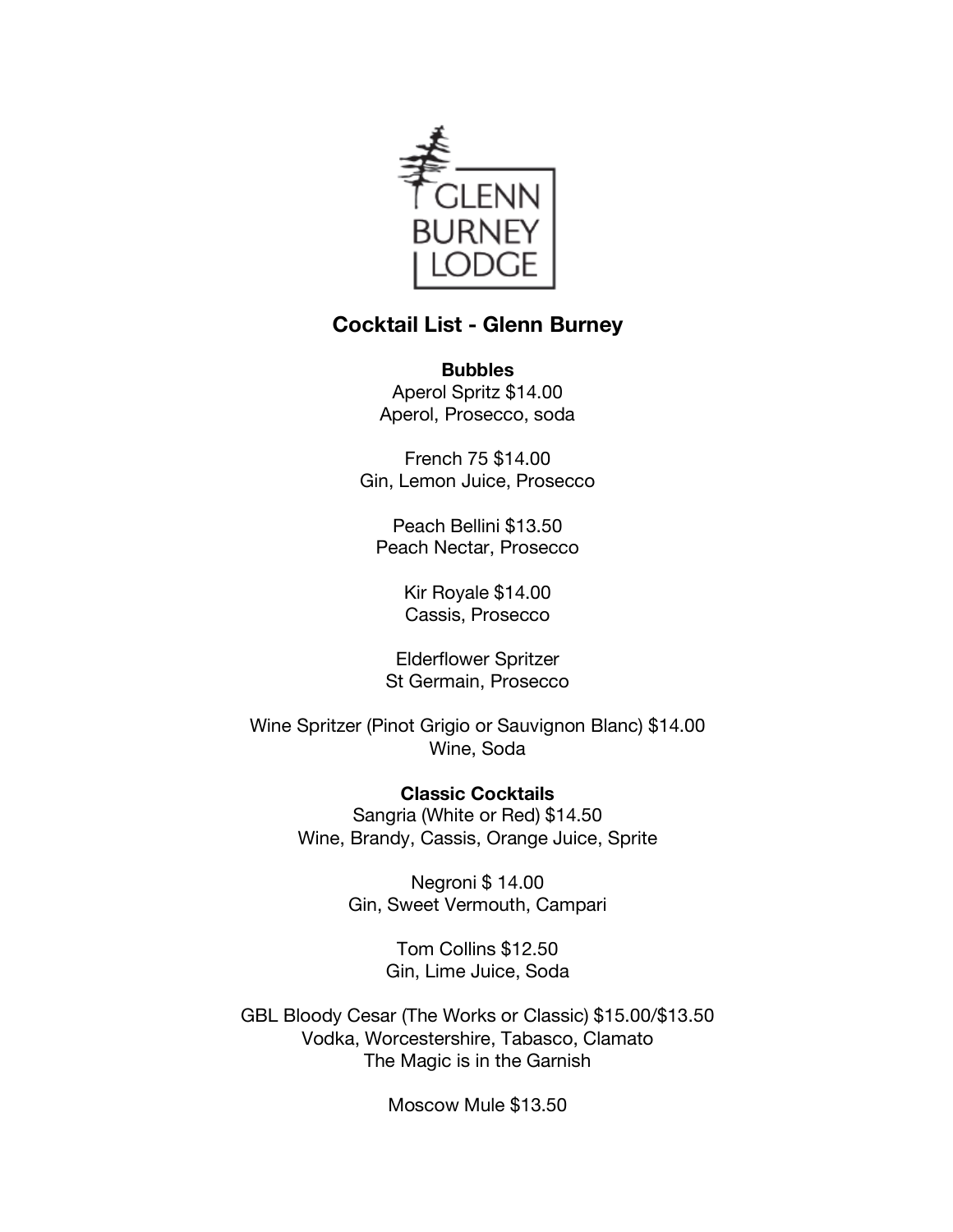GLENN BURNEY LODGE

## Cocktail List - Glenn Burney

**Bubbles**

Aperol Spritz $14.00
Aperol, Prosecco, soda

French 75 $14.00
Gin, Lemon Juice, Prosecco

Peach Bellini $13.50
Peach Nectar, Prosecco

Kir Royale $14.00
Cassis, Prosecco

Elderflower Spritzer
St Germain, Prosecco

Wine Spritzer (Pinot Grigio or Sauvignon Blanc) $14.00
Wine, Soda

**Classic Cocktails**

Sangria (White or Red) $14.50
Wine, Brandy, Cassis, Orange Juice, Sprite

Negroni $ 14.00
Gin, Sweet Vermouth, Campari

Tom Collins $12.50
Gin, Lime Juice, Soda

GBL Bloody Cesar (The Works or Classic) $15.00/$13.50
Vodka, Worcestershire, Tabasco, Clamato
The Magic is in the Garnish

Moscow Mule $13.50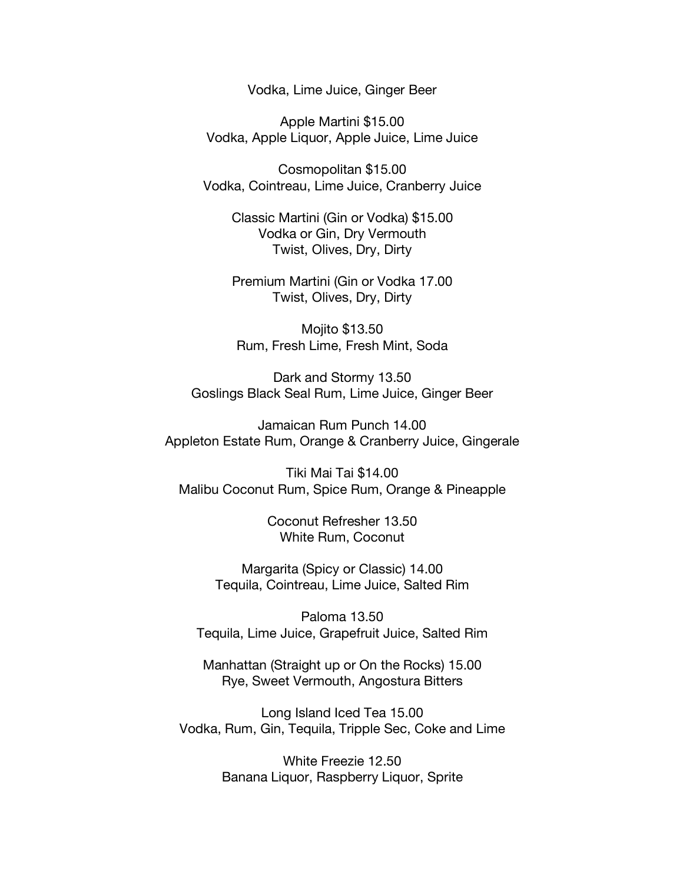Vodka, Lime Juice, Ginger Beer

Apple Martini $15.00
Vodka, Apple Liquor, Apple Juice, Lime Juice

Cosmopolitan $15.00
Vodka, Cointreau, Lime Juice, Cranberry Juice

Classic Martini (Gin or Vodka) $15.00
Vodka or Gin, Dry Vermouth
Twist, Olives, Dry, Dirty

Premium Martini (Gin or Vodka 17.00
Twist, Olives, Dry, Dirty

Mojito $13.50
Rum, Fresh Lime, Fresh Mint, Soda

Dark and Stormy 13.50
Goslings Black Seal Rum, Lime Juice, Ginger Beer

Jamaican Rum Punch 14.00
Appleton Estate Rum, Orange & Cranberry Juice, Gingerale

Tiki Mai Tai $14.00
Malibu Coconut Rum, Spice Rum, Orange & Pineapple

Coconut Refresher 13.50
White Rum, Coconut

Margarita (Spicy or Classic) 14.00
Tequila, Cointreau, Lime Juice, Salted Rim

Paloma 13.50
Tequila, Lime Juice, Grapefruit Juice, Salted Rim

Manhattan (Straight up or On the Rocks) 15.00
Rye, Sweet Vermouth, Angostura Bitters

Long Island Iced Tea 15.00
Vodka, Rum, Gin, Tequila, Tripple Sec, Coke and Lime

White Freezie 12.50
Banana Liquor, Raspberry Liquor, Sprite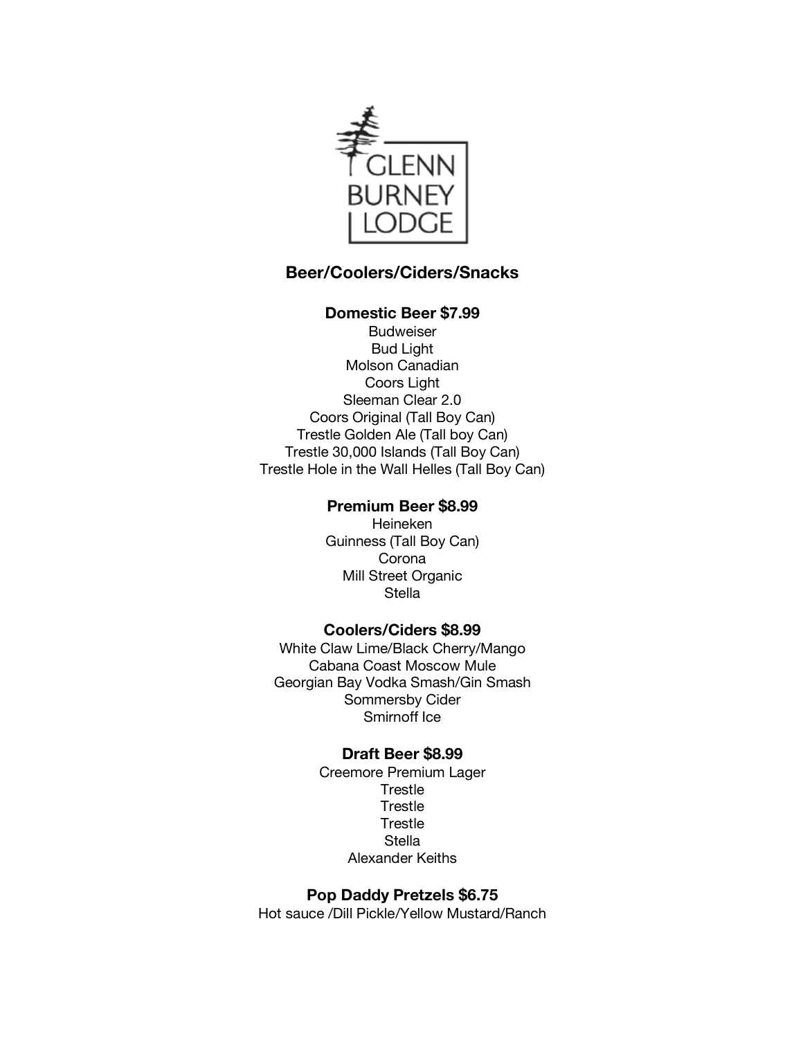GLENN BURNEY LODGE

## Beer/Coolers/Ciders/Snacks

### Domestic Beer $7.99

Budweiser
Bud Light
Molson Canadian
Coors Light
Sleeman Clear 2.0
Coors Original (Tall Boy Can)
Trestle Golden Ale (Tall boy Can)
Trestle 30,000 Islands (Tall Boy Can)
Trestle Hole in the Wall Helles (Tall Boy Can)

### Premium Beer $8.99

Heineken
Guinness (Tall Boy Can)
Corona
Mill Street Organic
Stella

### Coolers/Ciders $8.99

White Claw Lime/Black Cherry/Mango
Cabana Coast Moscow Mule
Georgian Bay Vodka Smash/Gin Smash
Sommersby Cider
Smirnoff Ice

### Draft Beer $8.99

Creemore Premium Lager
Trestle
Trestle
Trestle
Stella
Alexander Keiths

### Pop Daddy Pretzels $6.75

Hot sauce /Dill Pickle/Yellow Mustard/Ranch